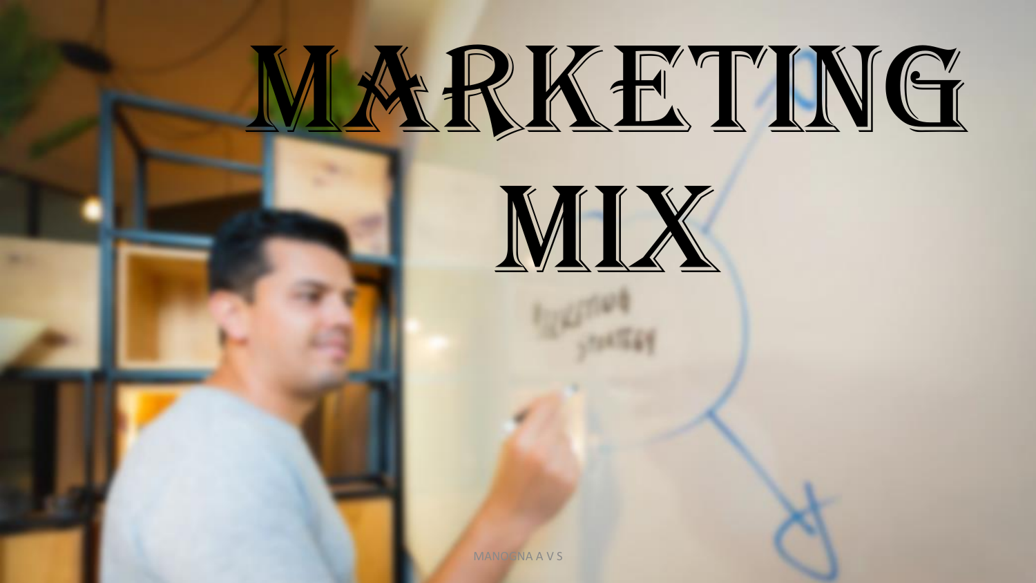# MARKETING MIX

MANOGNA A V S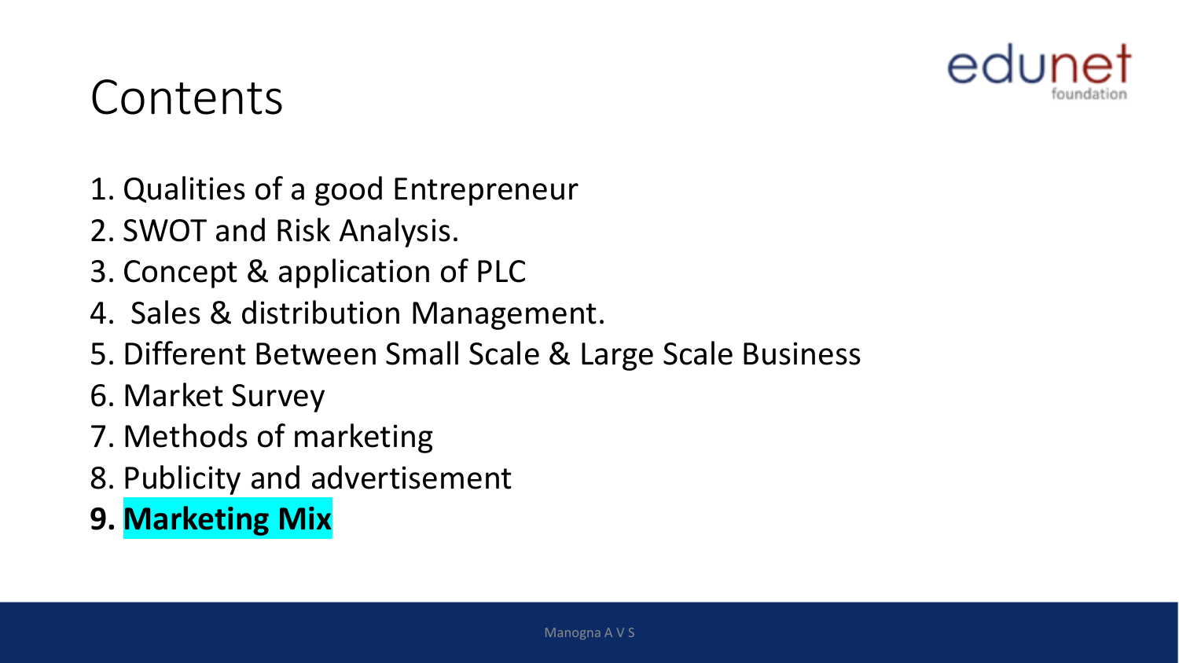# Contents

1. Qualities of a good Entrepreneur
2. SWOT and Risk Analysis.
3. Concept & application of PLC
4. Sales & distribution Management.
5. Different Between Small Scale & Large Scale Business
6. Market Survey
7. Methods of marketing
8. Publicity and advertisement
9. **Marketing Mix**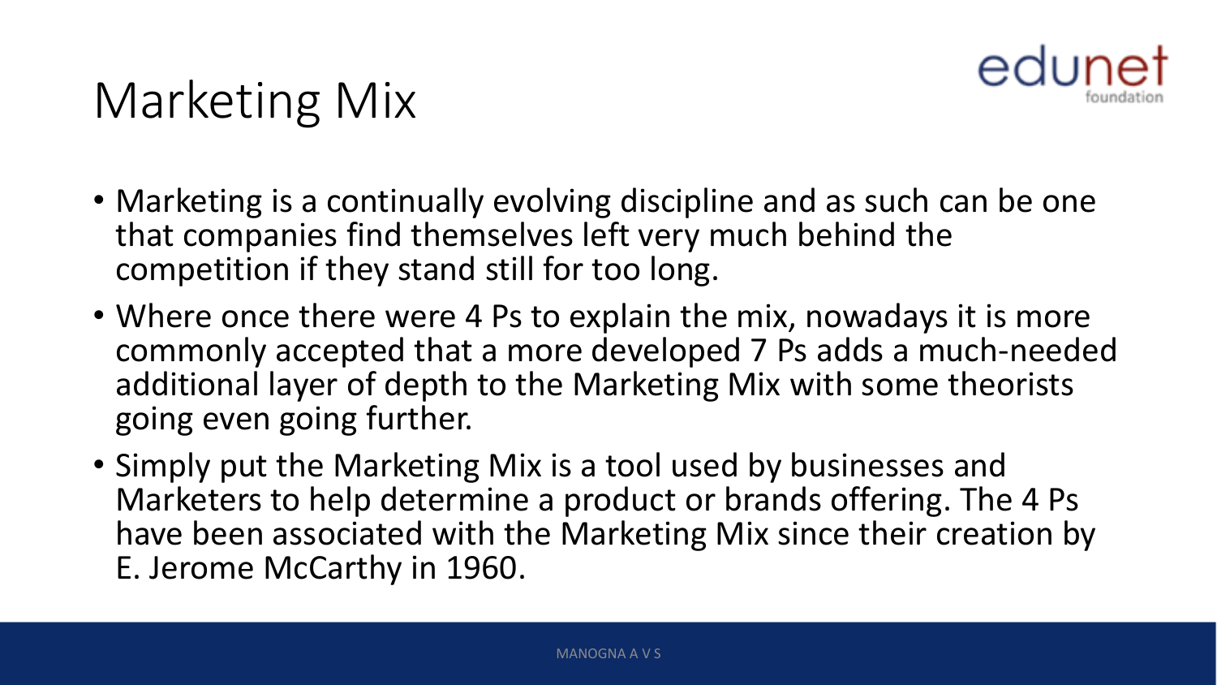# Marketing Mix

- Marketing is a continually evolving discipline and as such can be one that companies find themselves left very much behind the competition if they stand still for too long.
- Where once there were 4 Ps to explain the mix, nowadays it is more commonly accepted that a more developed 7 Ps adds a much-needed additional layer of depth to the Marketing Mix with some theorists going even going further.
- Simply put the Marketing Mix is a tool used by businesses and Marketers to help determine a product or brands offering. The 4 Ps have been associated with the Marketing Mix since their creation by E. Jerome McCarthy in 1960.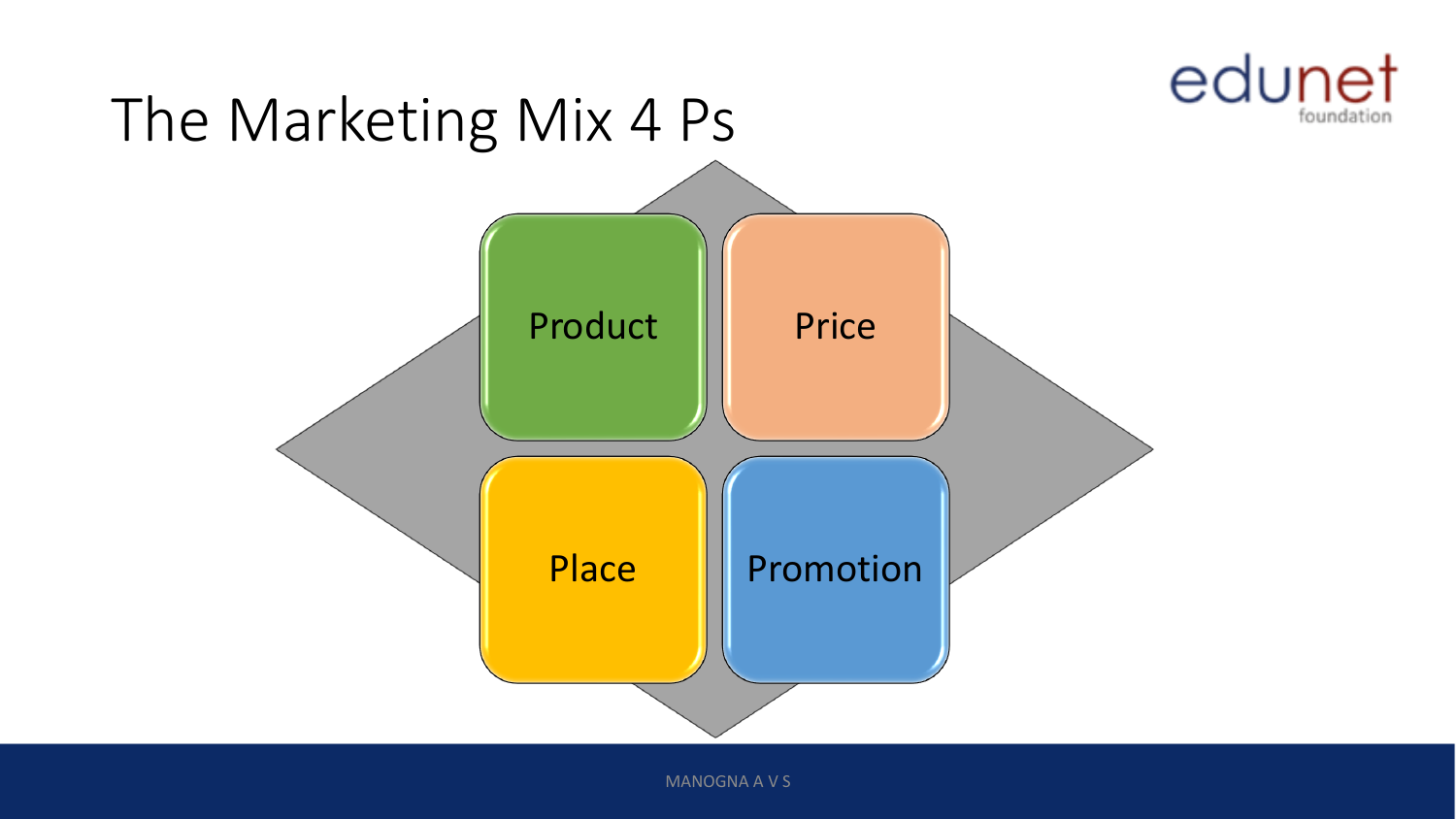# The Marketing Mix 4 Ps

- Product
- Price
- Place
- Promotion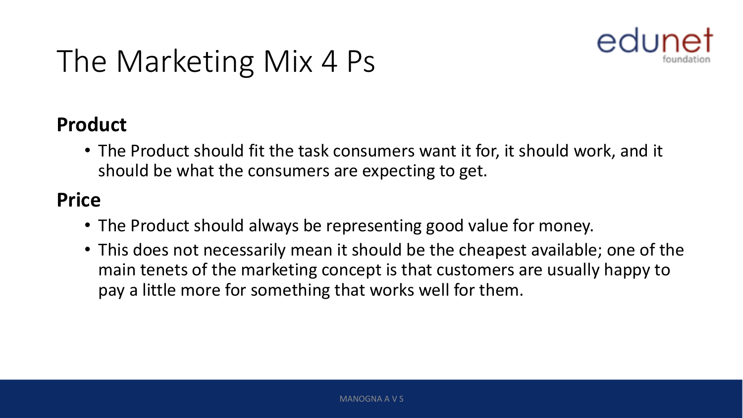# The Marketing Mix 4 Ps

**Product**

- The Product should fit the task consumers want it for, it should work, and it should be what the consumers are expecting to get.

**Price**

- The Product should always be representing good value for money.
- This does not necessarily mean it should be the cheapest available; one of the main tenets of the marketing concept is that customers are usually happy to pay a little more for something that works well for them.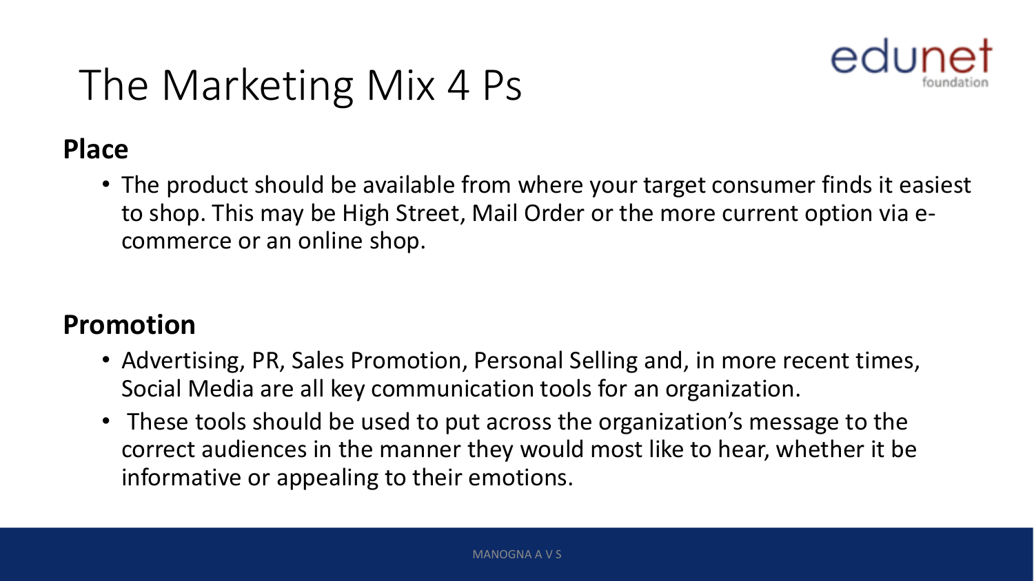# The Marketing Mix 4 Ps

**Place**

- The product should be available from where your target consumer finds it easiest to shop. This may be High Street, Mail Order or the more current option via e-commerce or an online shop.

**Promotion**

- Advertising, PR, Sales Promotion, Personal Selling and, in more recent times, Social Media are all key communication tools for an organization.
- These tools should be used to put across the organization's message to the correct audiences in the manner they would most like to hear, whether it be informative or appealing to their emotions.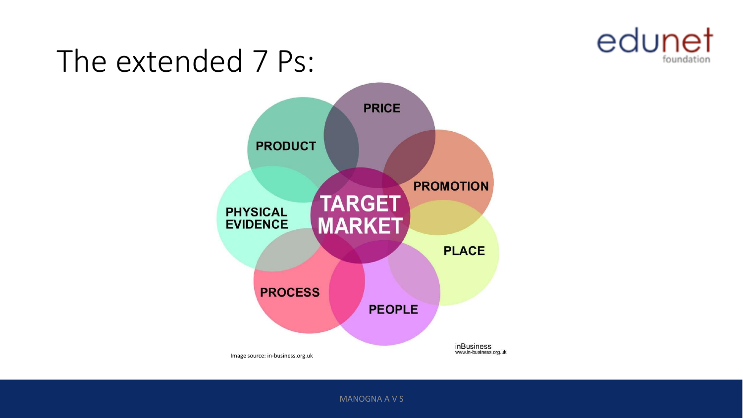# The extended 7 Ps:

TARGET MARKET

PRODUCT

PRICE

PROMOTION

PLACE

PEOPLE

PROCESS

PHYSICAL EVIDENCE

inBusiness
www.in-business.org.uk

Image source: in-business.org.uk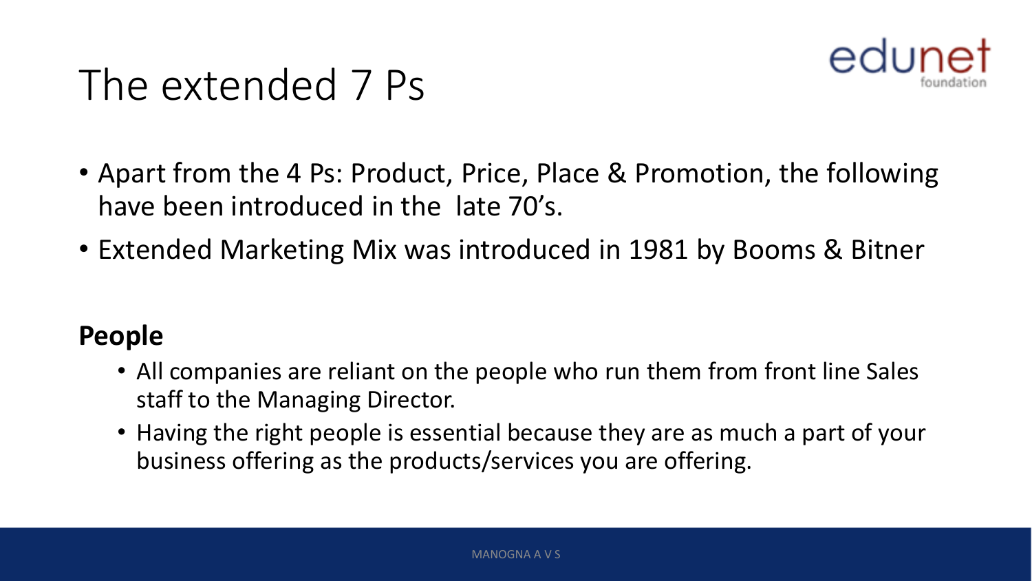# The extended 7 Ps

- Apart from the 4 Ps: Product, Price, Place & Promotion, the following have been introduced in the late 70's.
- Extended Marketing Mix was introduced in 1981 by Booms & Bitner

**People**

- All companies are reliant on the people who run them from front line Sales staff to the Managing Director.
- Having the right people is essential because they are as much a part of your business offering as the products/services you are offering.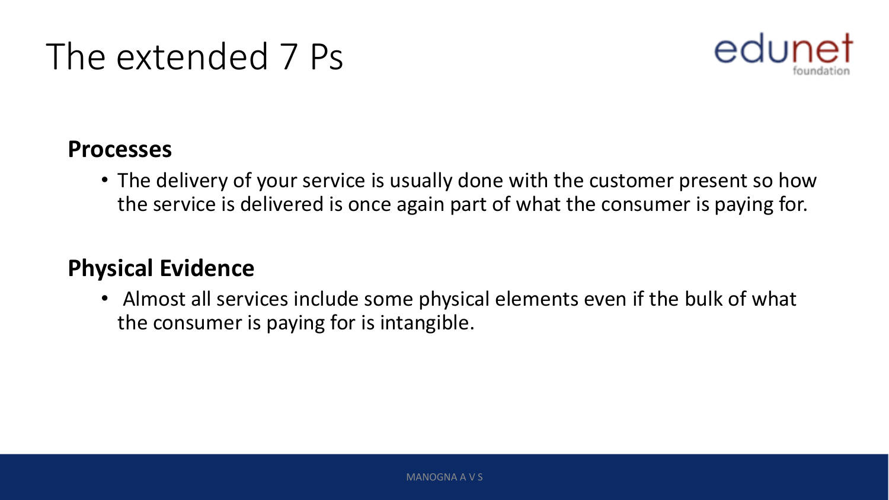# The extended 7 Ps

**Processes**

- The delivery of your service is usually done with the customer present so how the service is delivered is once again part of what the consumer is paying for.

**Physical Evidence**

- Almost all services include some physical elements even if the bulk of what the consumer is paying for is intangible.